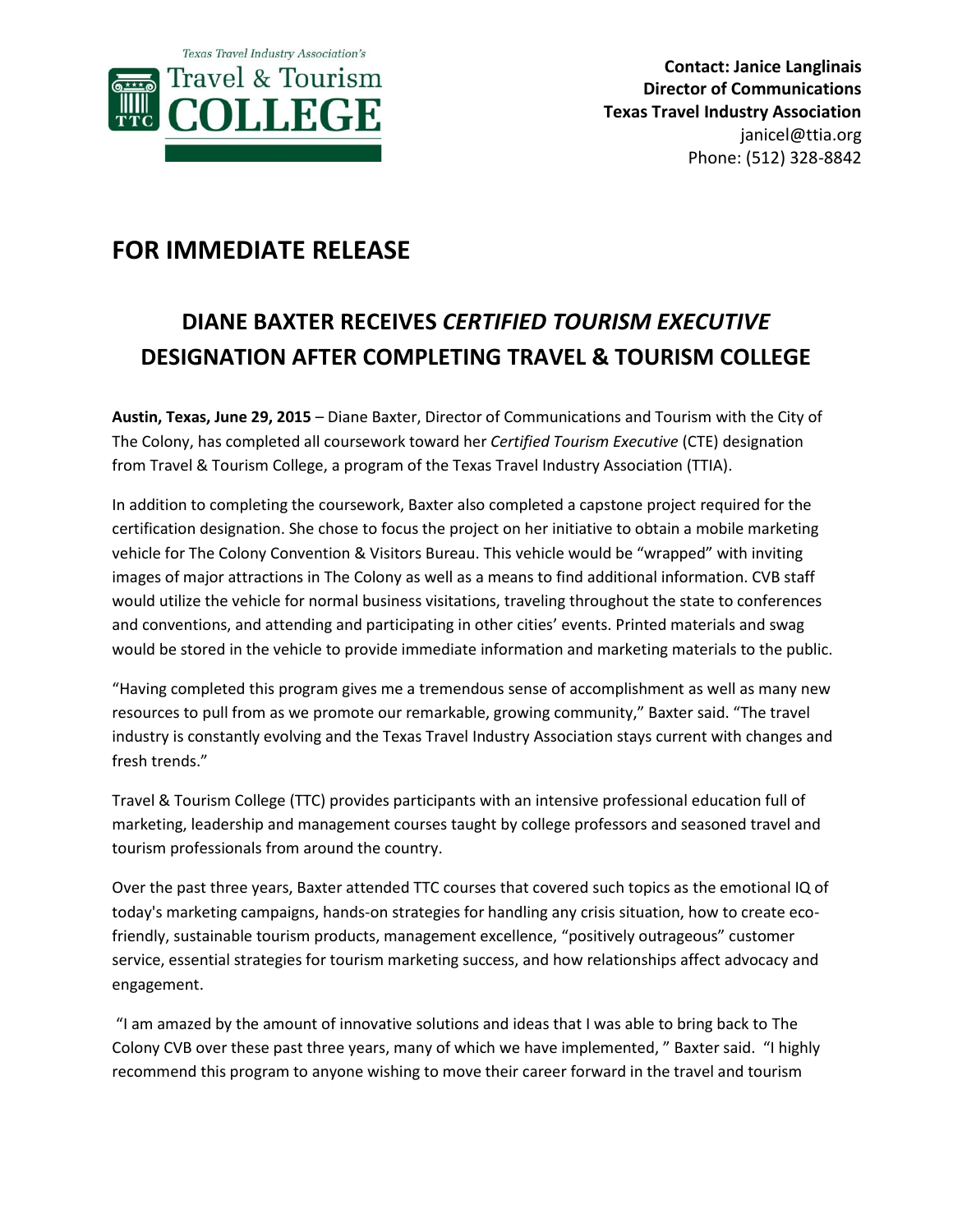Texas Travel Industry Association's
Travel & Tourism
COLLEGE

**Contact: Janice Langlinais**
**Director of Communications**
**Texas Travel Industry Association**
janicel@ttia.org
Phone: (512) 328-8842

# FOR IMMEDIATE RELEASE

## DIANE BAXTER RECEIVES *CERTIFIED TOURISM EXECUTIVE* DESIGNATION AFTER COMPLETING TRAVEL & TOURISM COLLEGE

**Austin, Texas, June 29, 2015** – Diane Baxter, Director of Communications and Tourism with the City of The Colony, has completed all coursework toward her *Certified Tourism Executive* (CTE) designation from Travel & Tourism College, a program of the Texas Travel Industry Association (TTIA).

In addition to completing the coursework, Baxter also completed a capstone project required for the certification designation. She chose to focus the project on her initiative to obtain a mobile marketing vehicle for The Colony Convention & Visitors Bureau. This vehicle would be "wrapped" with inviting images of major attractions in The Colony as well as a means to find additional information. CVB staff would utilize the vehicle for normal business visitations, traveling throughout the state to conferences and conventions, and attending and participating in other cities' events. Printed materials and swag would be stored in the vehicle to provide immediate information and marketing materials to the public.

"Having completed this program gives me a tremendous sense of accomplishment as well as many new resources to pull from as we promote our remarkable, growing community," Baxter said. "The travel industry is constantly evolving and the Texas Travel Industry Association stays current with changes and fresh trends."

Travel & Tourism College (TTC) provides participants with an intensive professional education full of marketing, leadership and management courses taught by college professors and seasoned travel and tourism professionals from around the country.

Over the past three years, Baxter attended TTC courses that covered such topics as the emotional IQ of today's marketing campaigns, hands-on strategies for handling any crisis situation, how to create eco-friendly, sustainable tourism products, management excellence, "positively outrageous" customer service, essential strategies for tourism marketing success, and how relationships affect advocacy and engagement.

"I am amazed by the amount of innovative solutions and ideas that I was able to bring back to The Colony CVB over these past three years, many of which we have implemented, " Baxter said. "I highly recommend this program to anyone wishing to move their career forward in the travel and tourism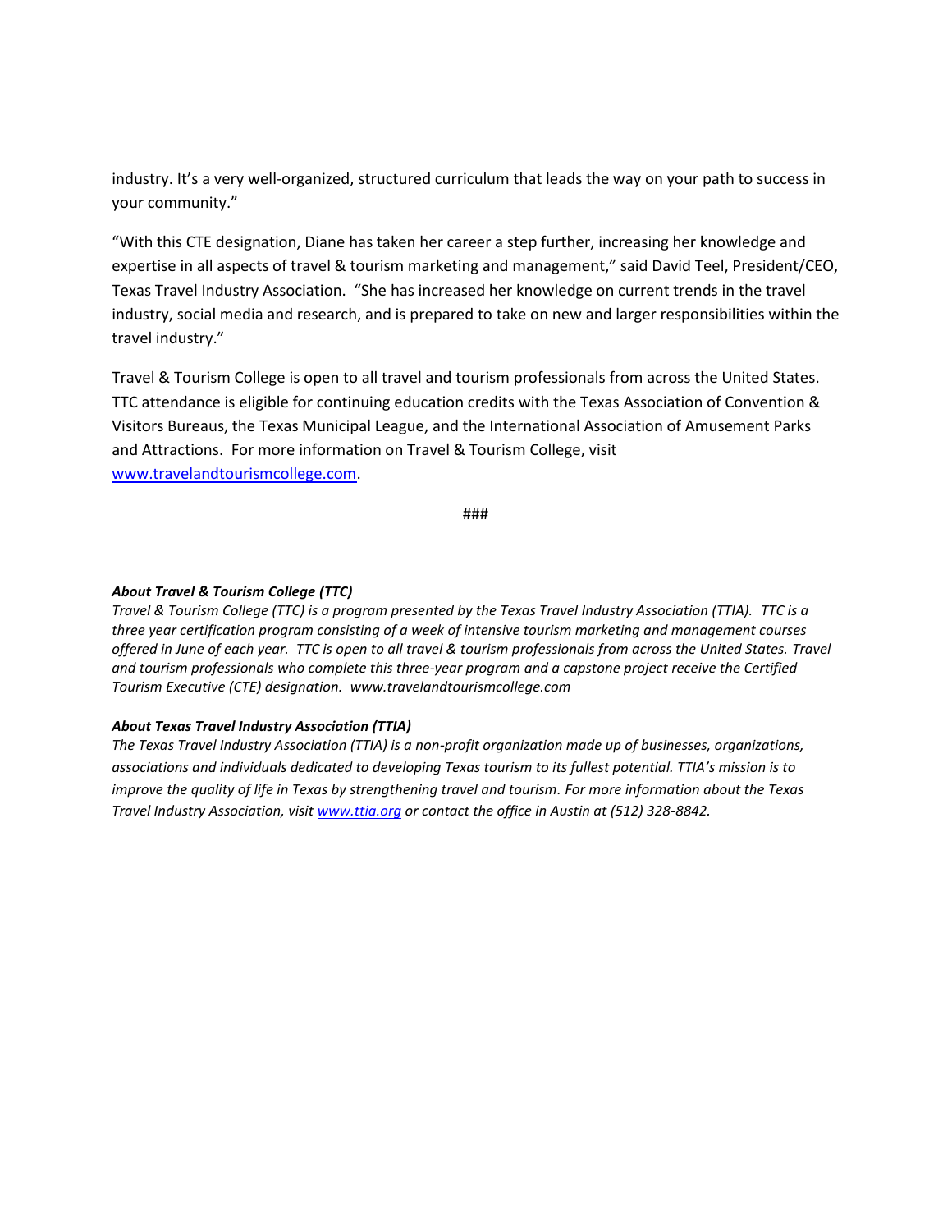industry. It's a very well-organized, structured curriculum that leads the way on your path to success in your community."

"With this CTE designation, Diane has taken her career a step further, increasing her knowledge and expertise in all aspects of travel & tourism marketing and management," said David Teel, President/CEO, Texas Travel Industry Association. "She has increased her knowledge on current trends in the travel industry, social media and research, and is prepared to take on new and larger responsibilities within the travel industry."

Travel & Tourism College is open to all travel and tourism professionals from across the United States. TTC attendance is eligible for continuing education credits with the Texas Association of Convention & Visitors Bureaus, the Texas Municipal League, and the International Association of Amusement Parks and Attractions. For more information on Travel & Tourism College, visit [www.travelandtourismcollege.com](www.travelandtourismcollege.com).

###

***About Travel & Tourism College (TTC)***
*Travel & Tourism College (TTC) is a program presented by the Texas Travel Industry Association (TTIA). TTC is a three year certification program consisting of a week of intensive tourism marketing and management courses offered in June of each year. TTC is open to all travel & tourism professionals from across the United States. Travel and tourism professionals who complete this three-year program and a capstone project receive the Certified Tourism Executive (CTE) designation. www.travelandtourismcollege.com*

***About Texas Travel Industry Association (TTIA)***
*The Texas Travel Industry Association (TTIA) is a non-profit organization made up of businesses, organizations, associations and individuals dedicated to developing Texas tourism to its fullest potential. TTIA's mission is to improve the quality of life in Texas by strengthening travel and tourism. For more information about the Texas Travel Industry Association, visit [www.ttia.org](www.ttia.org) or contact the office in Austin at (512) 328-8842.*